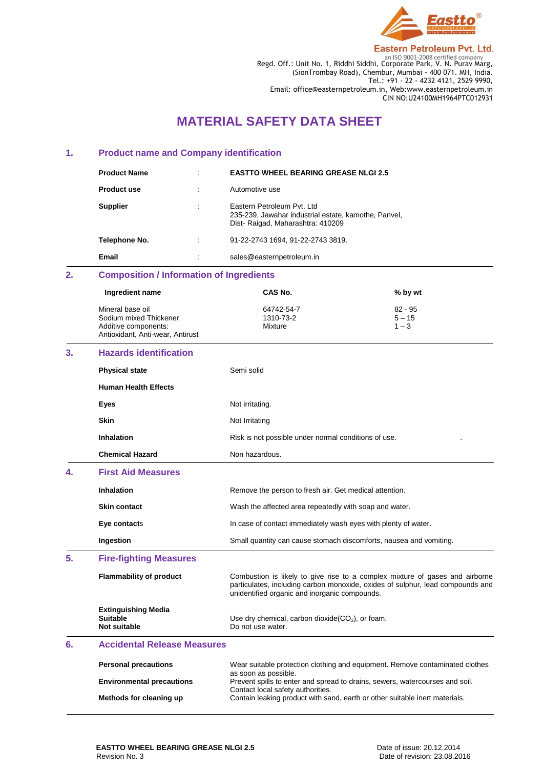Eastern Petroleum Pvt. Ltd.
an ISO 9001-2008 certified company
Regd. Off.: Unit No. 1, Riddhi Siddhi, Corporate Park, V. N. Purav Marg, (SionTrombay Road), Chembur, Mumbai - 400 071. MH, India.
Tel.: +91 - 22 - 4232 4121, 2529 9990,
Email: office@easternpetroleum.in, Web:www.easternpetroleum.in
CIN NO:U24100MH1964PTC012931

# MATERIAL SAFETY DATA SHEET

## 1. Product name and Company identification

| | | |
|---|---|---|
| **Product Name** | : | **EASTTO WHEEL BEARING GREASE NLGI 2.5** |
| **Product use** | : | Automotive use |
| **Supplier** | : | Eastern Petroleum Pvt. Ltd<br>235-239, Jawahar industrial estate, kamothe, Panvel, Dist- Raigad, Maharashtra: 410209 |
| **Telephone No.** | : | 91-22-2743 1694, 91-22-2743 3819. |
| **Email** | : | sales@easternpetroleum.in |

## 2. Composition / Information of Ingredients

| Ingredient name | CAS No. | % by wt |
|---|---|---|
| Mineral base oil | 64742-54-7 | 82 - 95 |
| Sodium mixed Thickener | 1310-73-2 | 5 – 15 |
| Additive components: Antioxidant, Anti-wear, Antirust | Mixture | 1 – 3 |

## 3. Hazards identification

**Physical state** — Semi solid

**Human Health Effects**

**Eyes** — Not irritating.

**Skin** — Not Irritating

**Inhalation** — Risk is not possible under normal conditions of use.

**Chemical Hazard** — Non hazardous.

## 4. First Aid Measures

**Inhalation** — Remove the person to fresh air. Get medical attention.

**Skin contact** — Wash the affected area repeatedly with soap and water.

**Eye contacts** — In case of contact immediately wash eyes with plenty of water.

**Ingestion** — Small quantity can cause stomach discomforts, nausea and vomiting.

## 5. Fire-fighting Measures

**Flammability of product** — Combustion is likely to give rise to a complex mixture of gases and airborne particulates, including carbon monoxide, oxides of sulphur, lead compounds and unidentified organic and inorganic compounds.

**Extinguishing Media**
**Suitable** — Use dry chemical, carbon dioxide($CO_2$), or foam.
**Not suitable** — Do not use water.

## 6. Accidental Release Measures

**Personal precautions** — Wear suitable protection clothing and equipment. Remove contaminated clothes as soon as possible.

**Environmental precautions** — Prevent spills to enter and spread to drains, sewers, watercourses and soil. Contact local safety authorities.

**Methods for cleaning up** — Contain leaking product with sand, earth or other suitable inert materials.

**EASTTO WHEEL BEARING GREASE NLGI 2.5**
Revision No. 3

Date of issue: 20.12.2014
Date of revision: 23.08.2016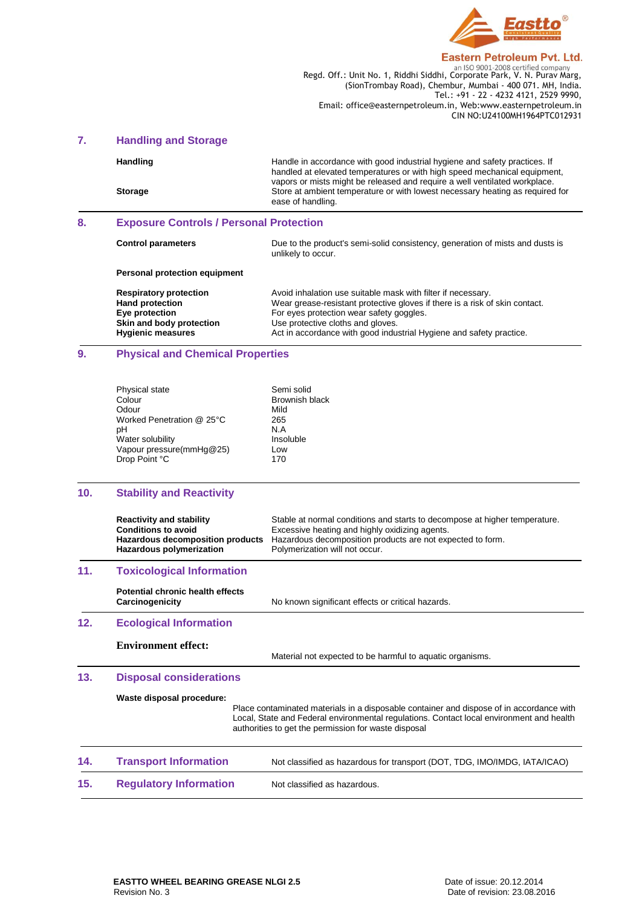## 7. Handling and Storage

| | |
|---|---|
| **Handling** | Handle in accordance with good industrial hygiene and safety practices. If handled at elevated temperatures or with high speed mechanical equipment, vapors or mists might be released and require a well ventilated workplace. |
| **Storage** | Store at ambient temperature or with lowest necessary heating as required for ease of handling. |

## 8. Exposure Controls / Personal Protection

| | |
|---|---|
| **Control parameters** | Due to the product's semi-solid consistency, generation of mists and dusts is unlikely to occur. |

**Personal protection equipment**

| | |
|---|---|
| **Respiratory protection** | Avoid inhalation use suitable mask with filter if necessary. |
| **Hand protection** | Wear grease-resistant protective gloves if there is a risk of skin contact. |
| **Eye protection** | For eyes protection wear safety goggles. |
| **Skin and body protection** | Use protective cloths and gloves. |
| **Hygienic measures** | Act in accordance with good industrial Hygiene and safety practice. |

## 9. Physical and Chemical Properties

| | |
|---|---|
| Physical state | Semi solid |
| Colour | Brownish black |
| Odour | Mild |
| Worked Penetration @ 25°C | 265 |
| pH | N.A |
| Water solubility | Insoluble |
| Vapour pressure(mmHg@25) | Low |
| Drop Point °C | 170 |

## 10. Stability and Reactivity

| | |
|---|---|
| **Reactivity and stability** | Stable at normal conditions and starts to decompose at higher temperature. |
| **Conditions to avoid** | Excessive heating and highly oxidizing agents. |
| **Hazardous decomposition products** | Hazardous decomposition products are not expected to form. |
| **Hazardous polymerization** | Polymerization will not occur. |

## 11. Toxicological Information

| | |
|---|---|
| **Potential chronic health effects** | |
| **Carcinogenicity** | No known significant effects or critical hazards. |

## 12. Ecological Information

**Environment effect:**

Material not expected to be harmful to aquatic organisms.

## 13. Disposal considerations

**Waste disposal procedure:**

Place contaminated materials in a disposable container and dispose of in accordance with Local, State and Federal environmental regulations. Contact local environment and health authorities to get the permission for waste disposal

## 14. Transport Information

Not classified as hazardous for transport (DOT, TDG, IMO/IMDG, IATA/ICAO)

## 15. Regulatory Information

Not classified as hazardous.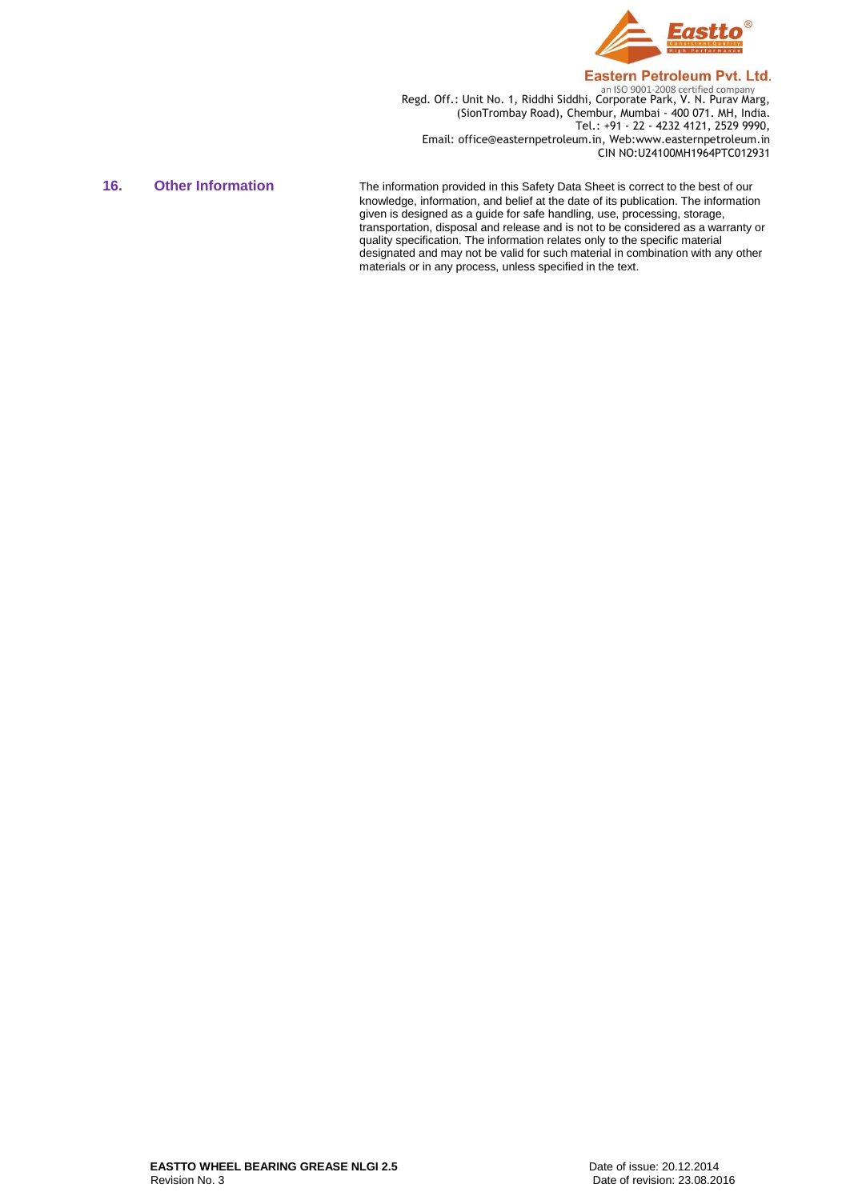## 16. Other Information

The information provided in this Safety Data Sheet is correct to the best of our knowledge, information, and belief at the date of its publication. The information given is designed as a guide for safe handling, use, processing, storage, transportation, disposal and release and is not to be considered as a warranty or quality specification. The information relates only to the specific material designated and may not be valid for such material in combination with any other materials or in any process, unless specified in the text.